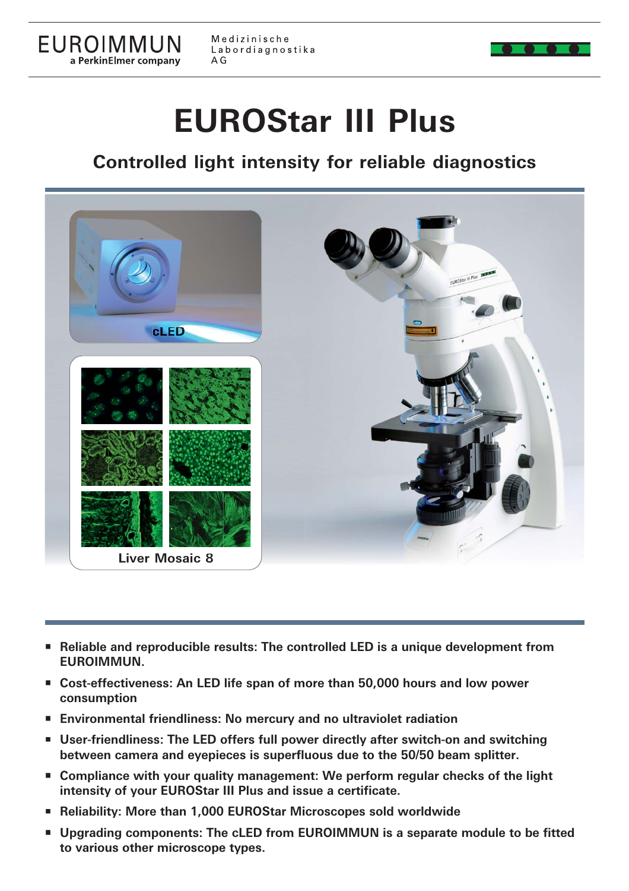EUROIMMUN
a PerkinElmer company

Medizinische Labordiagnostika AG

# EUROStar III Plus

## Controlled light intensity for reliable diagnostics

cLED

Liver Mosaic 8

- **Reliable and reproducible results: The controlled LED is a unique development from EUROIMMUN.**
- **Cost-effectiveness: An LED life span of more than 50,000 hours and low power consumption**
- **Environmental friendliness: No mercury and no ultraviolet radiation**
- **User-friendliness: The LED offers full power directly after switch-on and switching between camera and eyepieces is superfluous due to the 50/50 beam splitter.**
- **Compliance with your quality management: We perform regular checks of the light intensity of your EUROStar III Plus and issue a certificate.**
- **Reliability: More than 1,000 EUROStar Microscopes sold worldwide**
- **Upgrading components: The cLED from EUROIMMUN is a separate module to be fitted to various other microscope types.**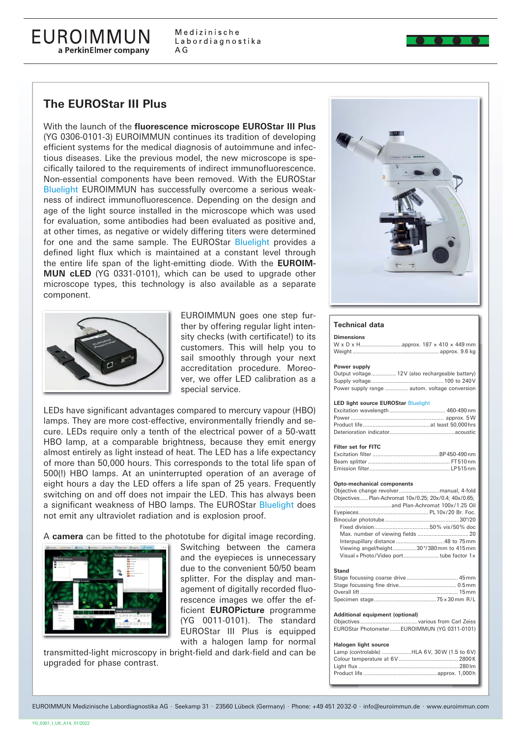## The EUROStar III Plus

With the launch of the **fluorescence microscope EUROStar III Plus** (YG 0306-0101-3) EUROIMMUN continues its tradition of developing efficient systems for the medical diagnosis of autoimmune and infectious diseases. Like the previous model, the new microscope is specifically tailored to the requirements of indirect immunofluorescence. Non-essential components have been removed. With the EUROStar Bluelight EUROIMMUN has successfully overcome a serious weakness of indirect immunofluorescence. Depending on the design and age of the light source installed in the microscope which was used for evaluation, some antibodies had been evaluated as positive and, at other times, as negative or widely differing titers were determined for one and the same sample. The EUROStar Bluelight provides a defined light flux which is maintained at a constant level through the entire life span of the light-emitting diode. With the **EUROIMMUN cLED** (YG 0331-0101), which can be used to upgrade other microscope types, this technology is also available as a separate component.

EUROIMMUN goes one step further by offering regular light intensity checks (with certificate!) to its customers. This will help you to sail smoothly through your next accreditation procedure. Moreover, we offer LED calibration as a special service.

LEDs have significant advantages compared to mercury vapour (HBO) lamps. They are more cost-effective, environmentally friendly and secure. LEDs require only a tenth of the electrical power of a 50-watt HBO lamp, at a comparable brightness, because they emit energy almost entirely as light instead of heat. The LED has a life expectancy of more than 50,000 hours. This corresponds to the total life span of 500(!) HBO lamps. At an uninterrupted operation of an average of eight hours a day the LED offers a life span of 25 years. Frequently switching on and off does not impair the LED. This has always been a significant weakness of HBO lamps. The EUROStar Bluelight does not emit any ultraviolet radiation and is explosion proof.

A **camera** can be fitted to the phototube for digital image recording. Switching between the camera and the eyepieces is unnecessary due to the convenient 50/50 beam splitter. For the display and management of digitally recorded fluorescence images we offer the efficient **EUROPicture** programme (YG 0011-0101). The standard EUROStar III Plus is equipped with a halogen lamp for normal transmitted-light microscopy in bright-field and dark-field and can be upgraded for phase contrast.

### Technical data

**Dimensions**

| | |
|---|---|
| W x D x H | approx. 187 × 410 × 449 mm |
| Weight | approx. 9.6 kg |

**Power supply**

| | |
|---|---|
| Output voltage | 12 V (also rechargeable battery) |
| Supply voltage | 100 to 240 V |
| Power supply range | autom. voltage conversion |

**LED light source EUROStar Bluelight**

| | |
|---|---|
| Excitation wavelength | 460-490 nm |
| Power | approx. 5 W |
| Product life | at least 50,000 hrs |
| Deterioration indicator | acoustic |

**Filter set for FITC**

| | |
|---|---|
| Excitation filter | BP 450-490 nm |
| Beam splitter | FT 510 nm |
| Emission filter | LP 515 nm |

**Opto-mechanical components**

| | |
|---|---|
| Objective change revolver | manual, 4-fold |
| Objectives | Plan-Achromat 10x/0.25; 20x/0.4; 40x/0.65; and Plan-Achromat 100x/1.25 Oil |
| Eyepieces | PL 10x/20 Br. Foc. |
| Binocular phototube | 30°/20 |
| Fixed division | 50% vis/50% doc |
| Max. number of viewing fields | 20 |
| Interpupillary distance | 48 to 75 mm |
| Viewing angel/height | 30°/380 mm to 415 mm |
| Visual + Photo/Video port | tube factor 1× |

**Stand**

| | |
|---|---|
| Stage focussing coarse drive | 45 mm |
| Stage focussing fine drive | 0.5 mm |
| Overall lift | 15 mm |
| Specimen stage | 75 × 30 mm R/L |

**Additional equipment (optional)**

| | |
|---|---|
| Objectives | various from Carl Zeiss |
| EUROStar Photometer | EUROIMMUN (YG 0311-0101) |

**Halogen light source**

| | |
|---|---|
| Lamp (controlable) | HLA 6V, 30 W (1.5 to 6V) |
| Colour temperature at 6V | 2800 K |
| Light flux | 280 lm |
| Product life | approx. 1,000 h |

EUROIMMUN Medizinische Labordiagnostika AG · Seekamp 31 · 23560 Lübeck (Germany) · Phone: +49 451 2032-0 · info@euroimmun.de · www.euroimmun.com

YG_0301_I_UK_A14, 01/2022